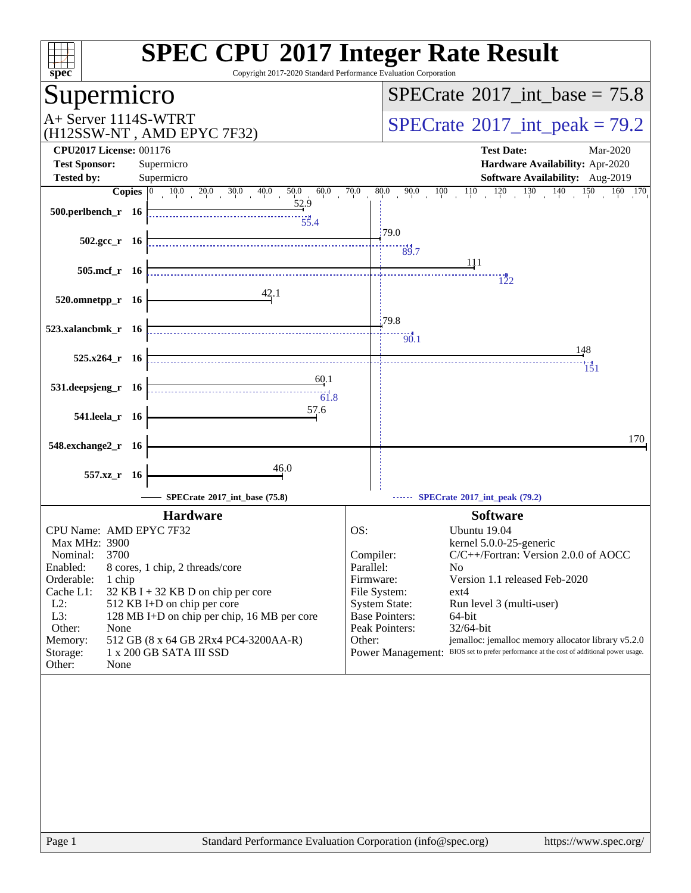# SPEC CPU 2017 Integer Rate Result

Copyright 2017-2020 Standard Performance Evaluation Corporation

## Supermicro

A+ Server 1114S-WTRT
(H12SSW-NT , AMD EPYC 7F32)

SPECrate 2017_int_base = 75.8

SPECrate 2017_int_peak = 79.2

| | | | |
|---|---|---|---|
| **CPU2017 License:** | 001176 | **Test Date:** | Mar-2020 |
| **Test Sponsor:** | Supermicro | **Hardware Availability:** | Apr-2020 |
| **Tested by:** | Supermicro | **Software Availability:** | Aug-2019 |

| Benchmark | Copies | Base | Peak |
|---|---|---|---|
| 500.perlbench_r | 16 | 52.9 | 55.4 |
| 502.gcc_r | 16 | 79.0 | 89.7 |
| 505.mcf_r | 16 | 111 | 122 |
| 520.omnetpp_r | 16 | 42.1 | |
| 523.xalancbmk_r | 16 | 79.8 | 90.1 |
| 525.x264_r | 16 | 148 | 151 |
| 531.deepsjeng_r | 16 | 60.1 | 61.8 |
| 541.leela_r | 16 | 57.6 | |
| 548.exchange2_r | 16 | 170 | |
| 557.xz_r | 16 | 46.0 | |

SPECrate 2017_int_base (75.8) — SPECrate 2017_int_peak (79.2)

### Hardware

| | |
|---|---|
| CPU Name: | AMD EPYC 7F32 |
| Max MHz: | 3900 |
| Nominal: | 3700 |
| Enabled: | 8 cores, 1 chip, 2 threads/core |
| Orderable: | 1 chip |
| Cache L1: | 32 KB I + 32 KB D on chip per core |
| L2: | 512 KB I+D on chip per core |
| L3: | 128 MB I+D on chip per chip, 16 MB per core |
| Other: | None |
| Memory: | 512 GB (8 x 64 GB 2Rx4 PC4-3200AA-R) |
| Storage: | 1 x 200 GB SATA III SSD |
| Other: | None |

### Software

| | |
|---|---|
| OS: | Ubuntu 19.04<br>kernel 5.0.0-25-generic |
| Compiler: | C/C++/Fortran: Version 2.0.0 of AOCC |
| Parallel: | No |
| Firmware: | Version 1.1 released Feb-2020 |
| File System: | ext4 |
| System State: | Run level 3 (multi-user) |
| Base Pointers: | 64-bit |
| Peak Pointers: | 32/64-bit |
| Other: | jemalloc: jemalloc memory allocator library v5.2.0 |
| Power Management: | BIOS set to prefer performance at the cost of additional power usage. |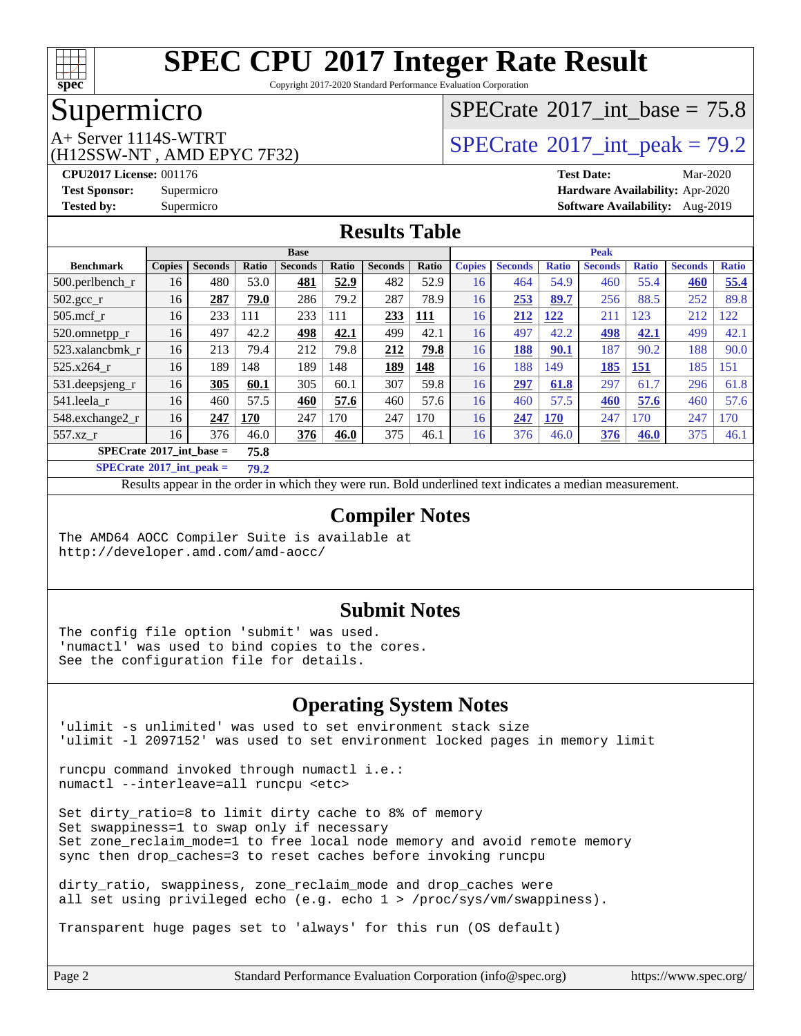# SPEC CPU 2017 Integer Rate Result

Copyright 2017-2020 Standard Performance Evaluation Corporation

## Supermicro

A+ Server 1114S-WTRT
(H12SSW-NT , AMD EPYC 7F32)

SPECrate 2017_int_base = 75.8

SPECrate 2017_int_peak = 79.2

**CPU2017 License:** 001176
**Test Sponsor:** Supermicro
**Tested by:** Supermicro

**Test Date:** Mar-2020
**Hardware Availability:** Apr-2020
**Software Availability:** Aug-2019

## Results Table

| Benchmark | Base | | | | | | | Peak | | | | | | |
|---|---|---|---|---|---|---|---|---|---|---|---|---|---|---|
| | Copies | Seconds | Ratio | Seconds | Ratio | Seconds | Ratio | Copies | Seconds | Ratio | Seconds | Ratio | Seconds | Ratio |
| 500.perlbench_r | 16 | 480 | 53.0 | **481** | **52.9** | 482 | 52.9 | 16 | 464 | 54.9 | 460 | 55.4 | **460** | **55.4** |
| 502.gcc_r | 16 | **287** | **79.0** | 286 | 79.2 | 287 | 78.9 | 16 | **253** | **89.7** | 256 | 88.5 | 252 | 89.8 |
| 505.mcf_r | 16 | 233 | 111 | 233 | 111 | **233** | **111** | 16 | **212** | **122** | 211 | 123 | 212 | 122 |
| 520.omnetpp_r | 16 | 497 | 42.2 | **498** | **42.1** | 499 | 42.1 | 16 | 497 | 42.2 | **498** | **42.1** | 499 | 42.1 |
| 523.xalancbmk_r | 16 | 213 | 79.4 | 212 | 79.8 | **212** | **79.8** | 16 | **188** | **90.1** | 187 | 90.2 | 188 | 90.0 |
| 525.x264_r | 16 | 189 | 148 | 189 | 148 | **189** | **148** | 16 | 188 | 149 | **185** | **151** | 185 | 151 |
| 531.deepsjeng_r | 16 | **305** | **60.1** | 305 | 60.1 | 307 | 59.8 | 16 | **297** | **61.8** | 297 | 61.7 | 296 | 61.8 |
| 541.leela_r | 16 | 460 | 57.5 | **460** | **57.6** | 460 | 57.6 | 16 | 460 | 57.5 | **460** | **57.6** | 460 | 57.6 |
| 548.exchange2_r | 16 | **247** | **170** | 247 | 170 | 247 | 170 | 16 | **247** | **170** | 247 | 170 | 247 | 170 |
| 557.xz_r | 16 | 376 | 46.0 | **376** | **46.0** | 375 | 46.1 | 16 | 376 | 46.0 | **376** | **46.0** | 375 | 46.1 |

**SPECrate 2017_int_base = 75.8**

**SPECrate 2017_int_peak = 79.2**

Results appear in the order in which they were run. Bold underlined text indicates a median measurement.

## Compiler Notes

```
The AMD64 AOCC Compiler Suite is available at
http://developer.amd.com/amd-aocc/
```

## Submit Notes

```
The config file option 'submit' was used.
'numactl' was used to bind copies to the cores.
See the configuration file for details.
```

## Operating System Notes

```
'ulimit -s unlimited' was used to set environment stack size
'ulimit -l 2097152' was used to set environment locked pages in memory limit

runcpu command invoked through numactl i.e.:
numactl --interleave=all runcpu <etc>

Set dirty_ratio=8 to limit dirty cache to 8% of memory
Set swappiness=1 to swap only if necessary
Set zone_reclaim_mode=1 to free local node memory and avoid remote memory
sync then drop_caches=3 to reset caches before invoking runcpu

dirty_ratio, swappiness, zone_reclaim_mode and drop_caches were
all set using privileged echo (e.g. echo 1 > /proc/sys/vm/swappiness).

Transparent huge pages set to 'always' for this run (OS default)
```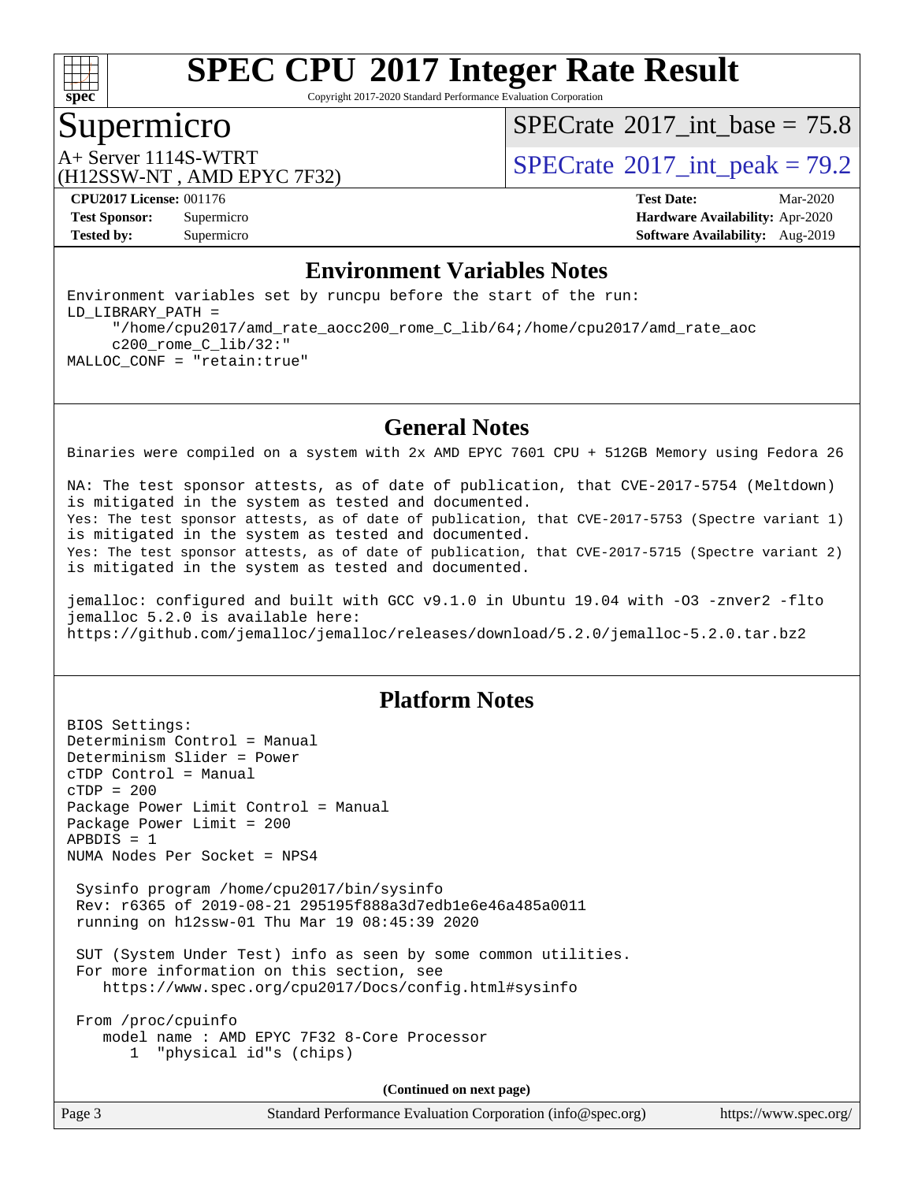# SPEC CPU 2017 Integer Rate Result

Copyright 2017-2020 Standard Performance Evaluation Corporation

## Supermicro

A+ Server 1114S-WTRT
(H12SSW-NT , AMD EPYC 7F32)

SPECrate 2017_int_base = 75.8

SPECrate 2017_int_peak = 79.2

**CPU2017 License:** 001176
**Test Sponsor:** Supermicro
**Tested by:** Supermicro

**Test Date:** Mar-2020
**Hardware Availability:** Apr-2020
**Software Availability:** Aug-2019

## Environment Variables Notes

```
Environment variables set by runcpu before the start of the run:
LD_LIBRARY_PATH =
     "/home/cpu2017/amd_rate_aocc200_rome_C_lib/64;/home/cpu2017/amd_rate_aoc
     c200_rome_C_lib/32:"
MALLOC_CONF = "retain:true"
```

## General Notes

```
Binaries were compiled on a system with 2x AMD EPYC 7601 CPU + 512GB Memory using Fedora 26

NA: The test sponsor attests, as of date of publication, that CVE-2017-5754 (Meltdown)
is mitigated in the system as tested and documented.
Yes: The test sponsor attests, as of date of publication, that CVE-2017-5753 (Spectre variant 1)
is mitigated in the system as tested and documented.
Yes: The test sponsor attests, as of date of publication, that CVE-2017-5715 (Spectre variant 2)
is mitigated in the system as tested and documented.

jemalloc: configured and built with GCC v9.1.0 in Ubuntu 19.04 with -O3 -znver2 -flto
jemalloc 5.2.0 is available here:
https://github.com/jemalloc/jemalloc/releases/download/5.2.0/jemalloc-5.2.0.tar.bz2
```

## Platform Notes

```
BIOS Settings:
Determinism Control = Manual
Determinism Slider = Power
cTDP Control = Manual
cTDP = 200
Package Power Limit Control = Manual
Package Power Limit = 200
APBDIS = 1
NUMA Nodes Per Socket = NPS4

 Sysinfo program /home/cpu2017/bin/sysinfo
 Rev: r6365 of 2019-08-21 295195f888a3d7edb1e6e46a485a0011
 running on h12ssw-01 Thu Mar 19 08:45:39 2020

 SUT (System Under Test) info as seen by some common utilities.
 For more information on this section, see
    https://www.spec.org/cpu2017/Docs/config.html#sysinfo

 From /proc/cpuinfo
    model name : AMD EPYC 7F32 8-Core Processor
       1  "physical id"s (chips)
```

**(Continued on next page)**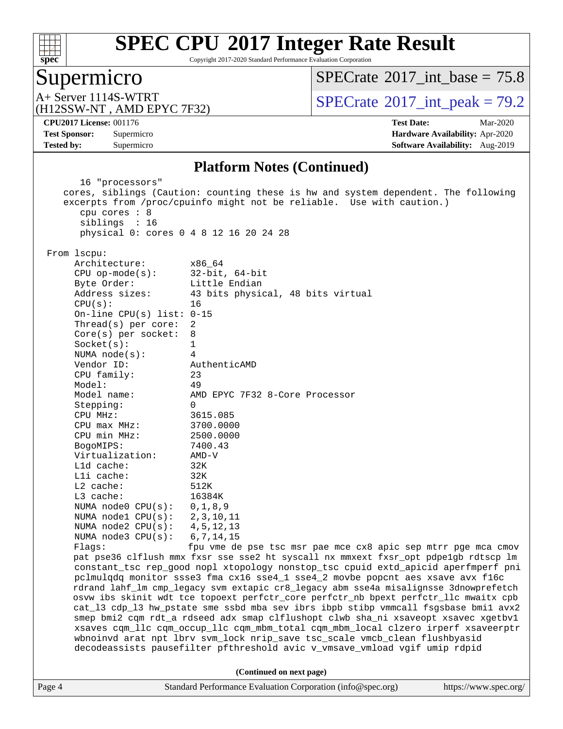# SPEC CPU 2017 Integer Rate Result

Copyright 2017-2020 Standard Performance Evaluation Corporation

## Supermicro

A+ Server 1114S-WTRT
(H12SSW-NT , AMD EPYC 7F32)

SPECrate 2017_int_base = 75.8

SPECrate 2017_int_peak = 79.2

**CPU2017 License:** 001176
**Test Sponsor:** Supermicro
**Tested by:** Supermicro

**Test Date:** Mar-2020
**Hardware Availability:** Apr-2020
**Software Availability:** Aug-2019

### Platform Notes (Continued)

```
      16 "processors"
    cores, siblings (Caution: counting these is hw and system dependent. The following
    excerpts from /proc/cpuinfo might not be reliable.  Use with caution.)
      cpu cores : 8
      siblings  : 16
      physical 0: cores 0 4 8 12 16 20 24 28

 From lscpu:
      Architecture:          x86_64
      CPU op-mode(s):        32-bit, 64-bit
      Byte Order:            Little Endian
      Address sizes:         43 bits physical, 48 bits virtual
      CPU(s):                16
      On-line CPU(s) list: 0-15
      Thread(s) per core:  2
      Core(s) per socket:  8
      Socket(s):           1
      NUMA node(s):        4
      Vendor ID:           AuthenticAMD
      CPU family:          23
      Model:               49
      Model name:          AMD EPYC 7F32 8-Core Processor
      Stepping:            0
      CPU MHz:             3615.085
      CPU max MHz:         3700.0000
      CPU min MHz:         2500.0000
      BogoMIPS:            7400.43
      Virtualization:      AMD-V
      L1d cache:           32K
      L1i cache:           32K
      L2 cache:            512K
      L3 cache:            16384K
      NUMA node0 CPU(s):   0,1,8,9
      NUMA node1 CPU(s):   2,3,10,11
      NUMA node2 CPU(s):   4,5,12,13
      NUMA node3 CPU(s):   6,7,14,15
      Flags:               fpu vme de pse tsc msr pae mce cx8 apic sep mtrr pge mca cmov
      pat pse36 clflush mmx fxsr sse sse2 ht syscall nx mmxext fxsr_opt pdpe1gb rdtscp lm
      constant_tsc rep_good nopl xtopology nonstop_tsc cpuid extd_apicid aperfmperf pni
      pclmulqdq monitor ssse3 fma cx16 sse4_1 sse4_2 movbe popcnt aes xsave avx f16c
      rdrand lahf_lm cmp_legacy svm extapic cr8_legacy abm sse4a misalignsse 3dnowprefetch
      osvw ibs skinit wdt tce topoext perfctr_core perfctr_nb bpext perfctr_llc mwaitx cpb
      cat_l3 cdp_l3 hw_pstate sme ssbd mba sev ibrs ibpb stibp vmmcall fsgsbase bmi1 avx2
      smep bmi2 cqm rdt_a rdseed adx smap clflushopt clwb sha_ni xsaveopt xsavec xgetbv1
      xsaves cqm_llc cqm_occup_llc cqm_mbm_total cqm_mbm_local clzero irperf xsaveerptr
      wbnoinvd arat npt lbrv svm_lock nrip_save tsc_scale vmcb_clean flushbyasid
      decodeassists pausefilter pfthreshold avic v_vmsave_vmload vgif umip rdpid
```

(Continued on next page)

Standard Performance Evaluation Corporation (info@spec.org) https://www.spec.org/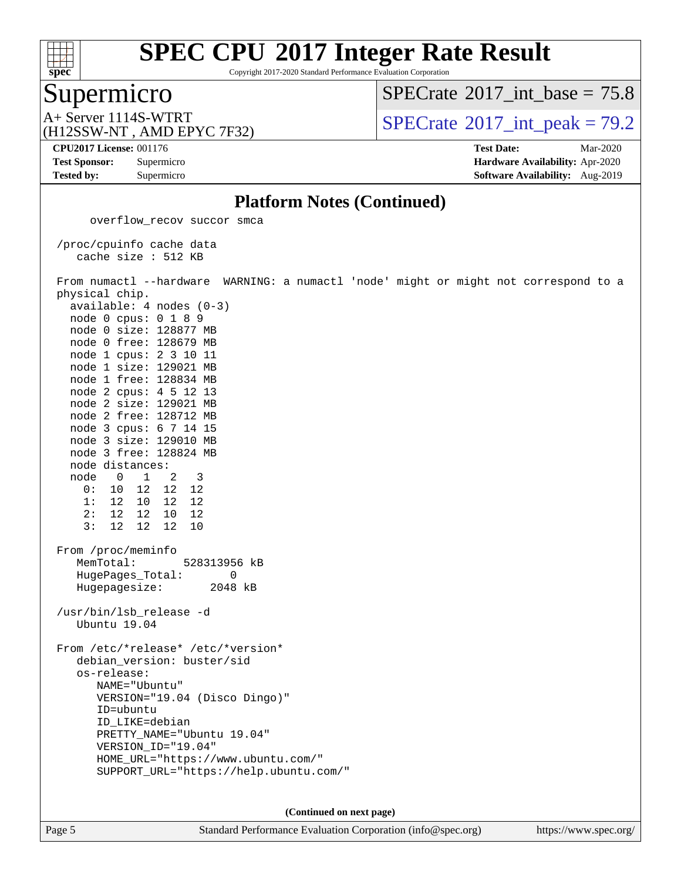# SPEC CPU 2017 Integer Rate Result

Copyright 2017-2020 Standard Performance Evaluation Corporation

## Supermicro

A+ Server 1114S-WTRT
(H12SSW-NT , AMD EPYC 7F32)

SPECrate 2017_int_base = 75.8

SPECrate 2017_int_peak = 79.2

**CPU2017 License:** 001176
**Test Sponsor:** Supermicro
**Tested by:** Supermicro

**Test Date:** Mar-2020
**Hardware Availability:** Apr-2020
**Software Availability:** Aug-2019

### Platform Notes (Continued)

```
      overflow_recov succor smca

 /proc/cpuinfo cache data
    cache size : 512 KB

 From numactl --hardware  WARNING: a numactl 'node' might or might not correspond to a
 physical chip.
   available: 4 nodes (0-3)
   node 0 cpus: 0 1 8 9
   node 0 size: 128877 MB
   node 0 free: 128679 MB
   node 1 cpus: 2 3 10 11
   node 1 size: 129021 MB
   node 1 free: 128834 MB
   node 2 cpus: 4 5 12 13
   node 2 size: 129021 MB
   node 2 free: 128712 MB
   node 3 cpus: 6 7 14 15
   node 3 size: 129010 MB
   node 3 free: 128824 MB
   node distances:
   node   0   1   2   3
     0:  10  12  12  12
     1:  12  10  12  12
     2:  12  12  10  12
     3:  12  12  12  10

 From /proc/meminfo
    MemTotal:       528313956 kB
    HugePages_Total:       0
    Hugepagesize:       2048 kB

 /usr/bin/lsb_release -d
    Ubuntu 19.04

 From /etc/*release* /etc/*version*
    debian_version: buster/sid
    os-release:
       NAME="Ubuntu"
       VERSION="19.04 (Disco Dingo)"
       ID=ubuntu
       ID_LIKE=debian
       PRETTY_NAME="Ubuntu 19.04"
       VERSION_ID="19.04"
       HOME_URL="https://www.ubuntu.com/"
       SUPPORT_URL="https://help.ubuntu.com/"
```

**(Continued on next page)**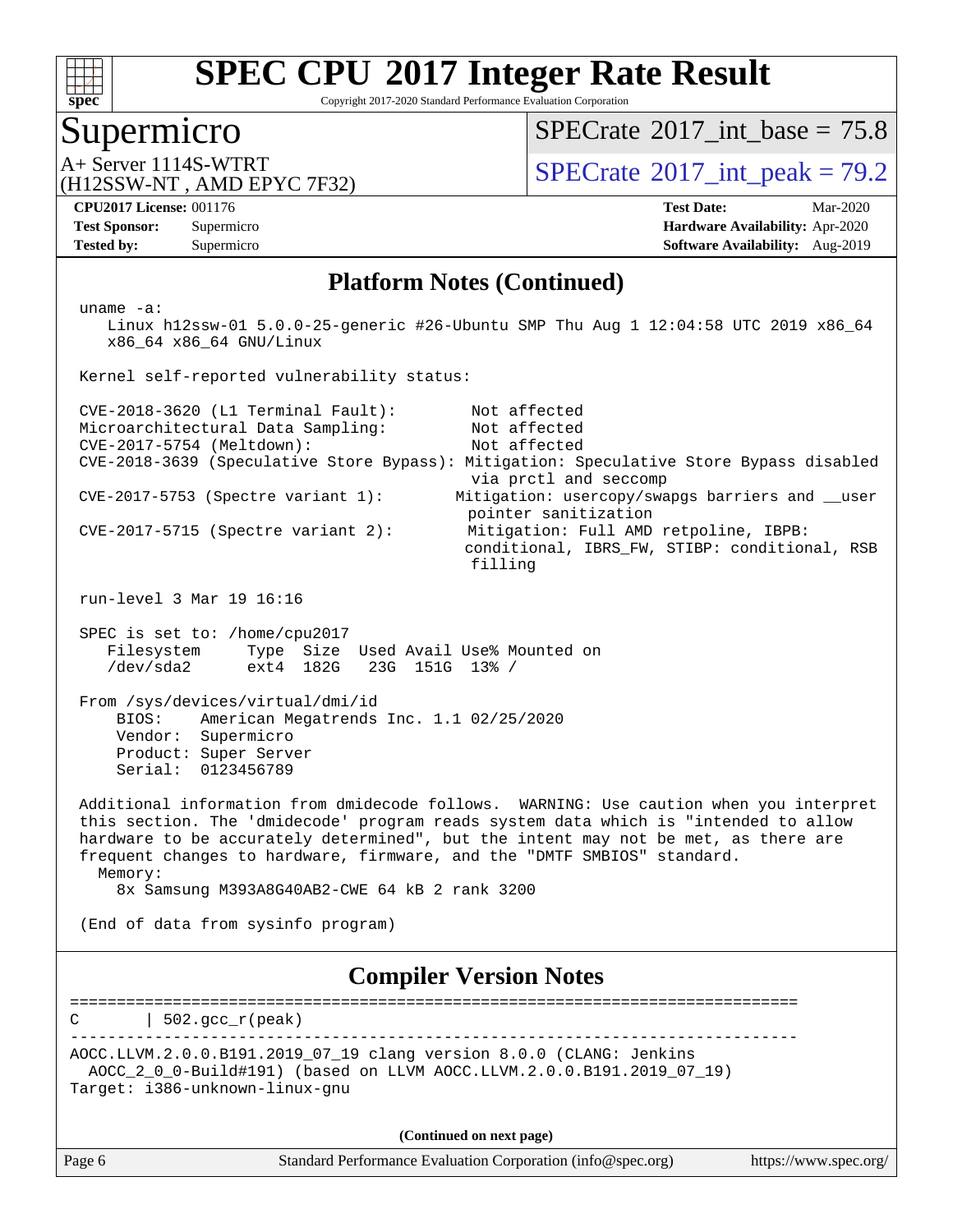# SPEC CPU 2017 Integer Rate Result

Copyright 2017-2020 Standard Performance Evaluation Corporation

## Supermicro

A+ Server 1114S-WTRT
(H12SSW-NT , AMD EPYC 7F32)

SPECrate 2017_int_base = 75.8

SPECrate 2017_int_peak = 79.2

**CPU2017 License:** 001176
**Test Sponsor:** Supermicro
**Tested by:** Supermicro

**Test Date:** Mar-2020
**Hardware Availability:** Apr-2020
**Software Availability:** Aug-2019

## Platform Notes (Continued)

```
uname -a:
   Linux h12ssw-01 5.0.0-25-generic #26-Ubuntu SMP Thu Aug 1 12:04:58 UTC 2019 x86_64
   x86_64 x86_64 GNU/Linux

Kernel self-reported vulnerability status:

CVE-2018-3620 (L1 Terminal Fault):         Not affected
Microarchitectural Data Sampling:          Not affected
CVE-2017-5754 (Meltdown):                  Not affected
CVE-2018-3639 (Speculative Store Bypass): Mitigation: Speculative Store Bypass disabled
                                           via prctl and seccomp
CVE-2017-5753 (Spectre variant 1):        Mitigation: usercopy/swapgs barriers and __user
                                           pointer sanitization
CVE-2017-5715 (Spectre variant 2):        Mitigation: Full AMD retpoline, IBPB:
                                          conditional, IBRS_FW, STIBP: conditional, RSB
                                           filling

run-level 3 Mar 19 16:16

SPEC is set to: /home/cpu2017
   Filesystem     Type  Size  Used Avail Use% Mounted on
   /dev/sda2      ext4  182G   23G  151G  13% /

From /sys/devices/virtual/dmi/id
    BIOS:    American Megatrends Inc. 1.1 02/25/2020
    Vendor:  Supermicro
    Product: Super Server
    Serial:  0123456789

Additional information from dmidecode follows.  WARNING: Use caution when you interpret
this section. The 'dmidecode' program reads system data which is "intended to allow
hardware to be accurately determined", but the intent may not be met, as there are
frequent changes to hardware, firmware, and the "DMTF SMBIOS" standard.
  Memory:
    8x Samsung M393A8G40AB2-CWE 64 kB 2 rank 3200

(End of data from sysinfo program)
```

## Compiler Version Notes

```
==============================================================================
C       | 502.gcc_r(peak)
------------------------------------------------------------------------------
AOCC.LLVM.2.0.0.B191.2019_07_19 clang version 8.0.0 (CLANG: Jenkins
  AOCC_2_0_0-Build#191) (based on LLVM AOCC.LLVM.2.0.0.B191.2019_07_19)
Target: i386-unknown-linux-gnu
```

**(Continued on next page)**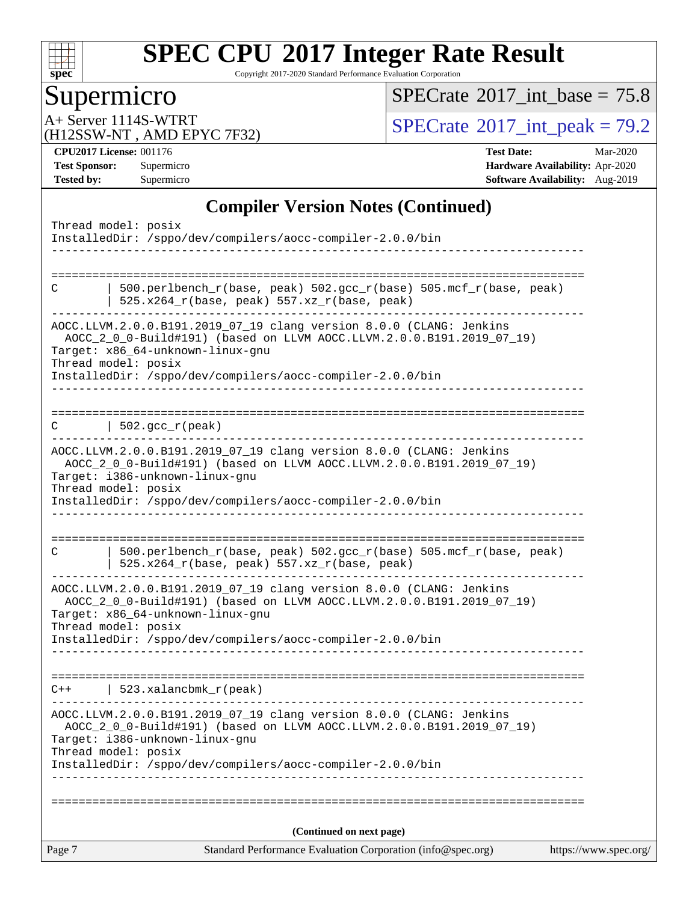## Compiler Version Notes (Continued)

```
Thread model: posix
InstalledDir: /sppo/dev/compilers/aocc-compiler-2.0.0/bin
------------------------------------------------------------------------------

==============================================================================
C       | 500.perlbench_r(base, peak) 502.gcc_r(base) 505.mcf_r(base, peak)
        | 525.x264_r(base, peak) 557.xz_r(base, peak)
------------------------------------------------------------------------------
AOCC.LLVM.2.0.0.B191.2019_07_19 clang version 8.0.0 (CLANG: Jenkins
  AOCC_2_0_0-Build#191) (based on LLVM AOCC.LLVM.2.0.0.B191.2019_07_19)
Target: x86_64-unknown-linux-gnu
Thread model: posix
InstalledDir: /sppo/dev/compilers/aocc-compiler-2.0.0/bin
------------------------------------------------------------------------------

==============================================================================
C       | 502.gcc_r(peak)
------------------------------------------------------------------------------
AOCC.LLVM.2.0.0.B191.2019_07_19 clang version 8.0.0 (CLANG: Jenkins
  AOCC_2_0_0-Build#191) (based on LLVM AOCC.LLVM.2.0.0.B191.2019_07_19)
Target: i386-unknown-linux-gnu
Thread model: posix
InstalledDir: /sppo/dev/compilers/aocc-compiler-2.0.0/bin
------------------------------------------------------------------------------

==============================================================================
C       | 500.perlbench_r(base, peak) 502.gcc_r(base) 505.mcf_r(base, peak)
        | 525.x264_r(base, peak) 557.xz_r(base, peak)
------------------------------------------------------------------------------
AOCC.LLVM.2.0.0.B191.2019_07_19 clang version 8.0.0 (CLANG: Jenkins
  AOCC_2_0_0-Build#191) (based on LLVM AOCC.LLVM.2.0.0.B191.2019_07_19)
Target: x86_64-unknown-linux-gnu
Thread model: posix
InstalledDir: /sppo/dev/compilers/aocc-compiler-2.0.0/bin
------------------------------------------------------------------------------

==============================================================================
C++     | 523.xalancbmk_r(peak)
------------------------------------------------------------------------------
AOCC.LLVM.2.0.0.B191.2019_07_19 clang version 8.0.0 (CLANG: Jenkins
  AOCC_2_0_0-Build#191) (based on LLVM AOCC.LLVM.2.0.0.B191.2019_07_19)
Target: i386-unknown-linux-gnu
Thread model: posix
InstalledDir: /sppo/dev/compilers/aocc-compiler-2.0.0/bin
------------------------------------------------------------------------------

==============================================================================
```

(Continued on next page)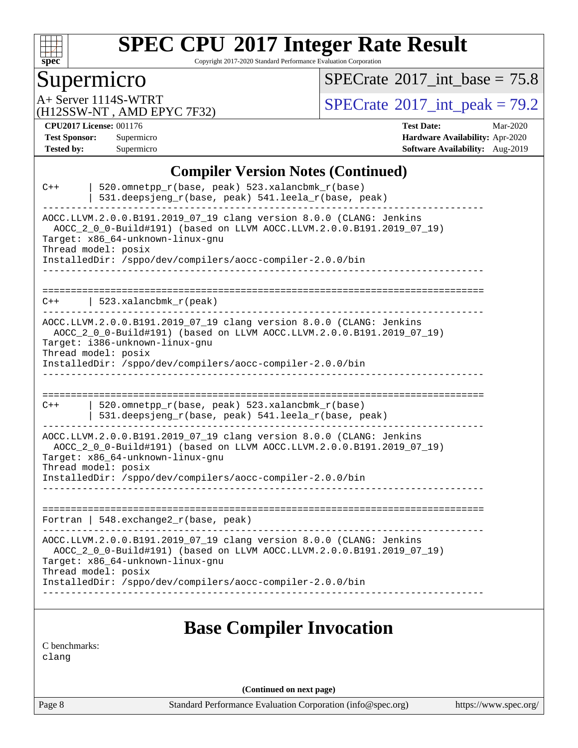# SPEC CPU 2017 Integer Rate Result

Copyright 2017-2020 Standard Performance Evaluation Corporation

## Supermicro

A+ Server 1114S-WTRT
(H12SSW-NT , AMD EPYC 7F32)

SPECrate 2017_int_base = 75.8

SPECrate 2017_int_peak = 79.2

**CPU2017 License:** 001176
**Test Sponsor:** Supermicro
**Tested by:** Supermicro

**Test Date:** Mar-2020
**Hardware Availability:** Apr-2020
**Software Availability:** Aug-2019

## Compiler Version Notes (Continued)

```
C++      | 520.omnetpp_r(base, peak) 523.xalancbmk_r(base)
         | 531.deepsjeng_r(base, peak) 541.leela_r(base, peak)
------------------------------------------------------------------------------
AOCC.LLVM.2.0.0.B191.2019_07_19 clang version 8.0.0 (CLANG: Jenkins
  AOCC_2_0_0-Build#191) (based on LLVM AOCC.LLVM.2.0.0.B191.2019_07_19)
Target: x86_64-unknown-linux-gnu
Thread model: posix
InstalledDir: /sppo/dev/compilers/aocc-compiler-2.0.0/bin
------------------------------------------------------------------------------

==============================================================================
C++      | 523.xalancbmk_r(peak)
------------------------------------------------------------------------------
AOCC.LLVM.2.0.0.B191.2019_07_19 clang version 8.0.0 (CLANG: Jenkins
  AOCC_2_0_0-Build#191) (based on LLVM AOCC.LLVM.2.0.0.B191.2019_07_19)
Target: i386-unknown-linux-gnu
Thread model: posix
InstalledDir: /sppo/dev/compilers/aocc-compiler-2.0.0/bin
------------------------------------------------------------------------------

==============================================================================
C++      | 520.omnetpp_r(base, peak) 523.xalancbmk_r(base)
         | 531.deepsjeng_r(base, peak) 541.leela_r(base, peak)
------------------------------------------------------------------------------
AOCC.LLVM.2.0.0.B191.2019_07_19 clang version 8.0.0 (CLANG: Jenkins
  AOCC_2_0_0-Build#191) (based on LLVM AOCC.LLVM.2.0.0.B191.2019_07_19)
Target: x86_64-unknown-linux-gnu
Thread model: posix
InstalledDir: /sppo/dev/compilers/aocc-compiler-2.0.0/bin
------------------------------------------------------------------------------

==============================================================================
Fortran  | 548.exchange2_r(base, peak)
------------------------------------------------------------------------------
AOCC.LLVM.2.0.0.B191.2019_07_19 clang version 8.0.0 (CLANG: Jenkins
  AOCC_2_0_0-Build#191) (based on LLVM AOCC.LLVM.2.0.0.B191.2019_07_19)
Target: x86_64-unknown-linux-gnu
Thread model: posix
InstalledDir: /sppo/dev/compilers/aocc-compiler-2.0.0/bin
------------------------------------------------------------------------------
```

## Base Compiler Invocation

C benchmarks:
clang

**(Continued on next page)**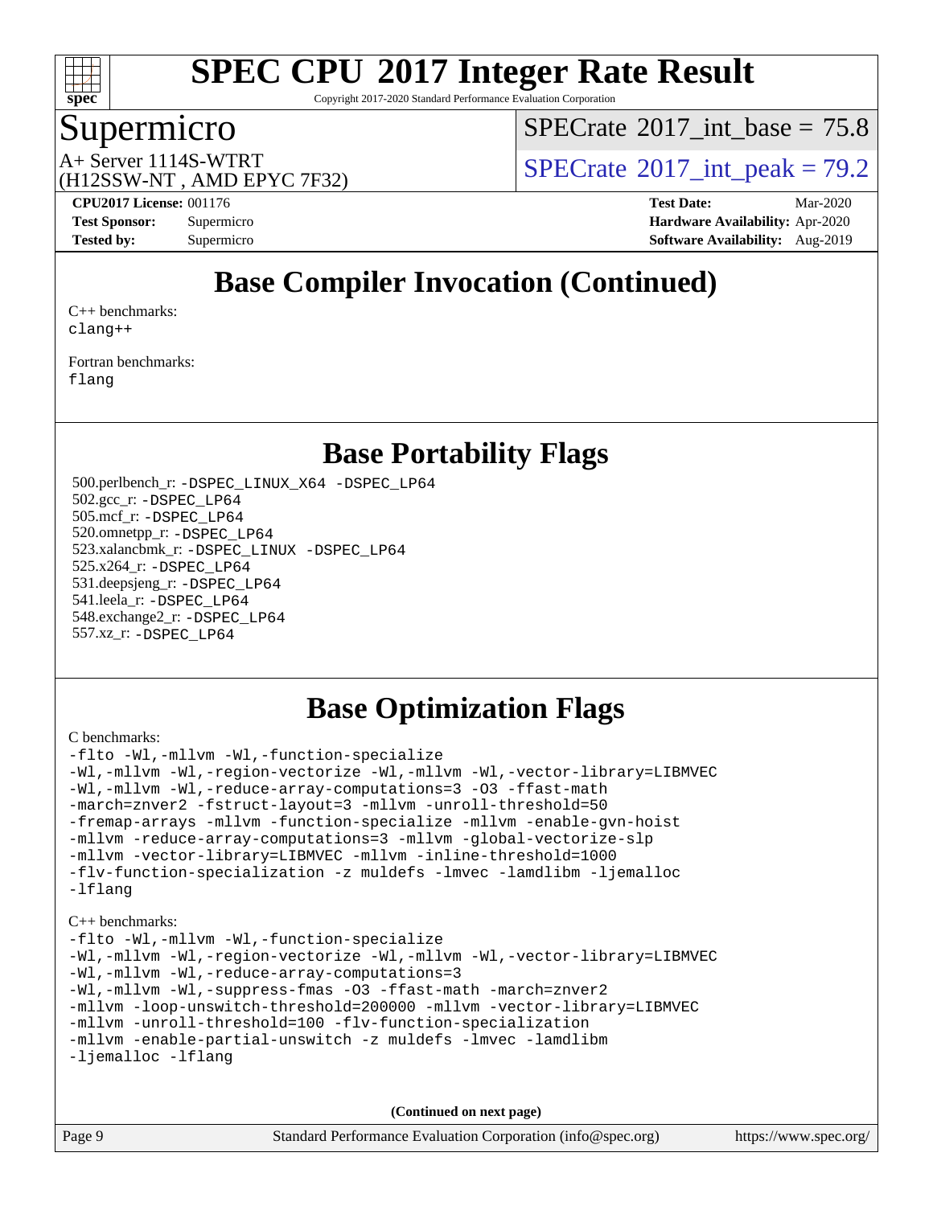## Base Compiler Invocation (Continued)

C++ benchmarks:
clang++

Fortran benchmarks:
flang

## Base Portability Flags

500.perlbench_r: -DSPEC_LINUX_X64 -DSPEC_LP64
502.gcc_r: -DSPEC_LP64
505.mcf_r: -DSPEC_LP64
520.omnetpp_r: -DSPEC_LP64
523.xalancbmk_r: -DSPEC_LINUX -DSPEC_LP64
525.x264_r: -DSPEC_LP64
531.deepsjeng_r: -DSPEC_LP64
541.leela_r: -DSPEC_LP64
548.exchange2_r: -DSPEC_LP64
557.xz_r: -DSPEC_LP64

## Base Optimization Flags

C benchmarks:

```
-flto -Wl,-mllvm -Wl,-function-specialize
-Wl,-mllvm -Wl,-region-vectorize -Wl,-mllvm -Wl,-vector-library=LIBMVEC
-Wl,-mllvm -Wl,-reduce-array-computations=3 -O3 -ffast-math
-march=znver2 -fstruct-layout=3 -mllvm -unroll-threshold=50
-fremap-arrays -mllvm -function-specialize -mllvm -enable-gvn-hoist
-mllvm -reduce-array-computations=3 -mllvm -global-vectorize-slp
-mllvm -vector-library=LIBMVEC -mllvm -inline-threshold=1000
-flv-function-specialization -z muldefs -lmvec -lamdlibm -ljemalloc
-lflang
```

C++ benchmarks:

```
-flto -Wl,-mllvm -Wl,-function-specialize
-Wl,-mllvm -Wl,-region-vectorize -Wl,-mllvm -Wl,-vector-library=LIBMVEC
-Wl,-mllvm -Wl,-reduce-array-computations=3
-Wl,-mllvm -Wl,-suppress-fmas -O3 -ffast-math -march=znver2
-mllvm -loop-unswitch-threshold=200000 -mllvm -vector-library=LIBMVEC
-mllvm -unroll-threshold=100 -flv-function-specialization
-mllvm -enable-partial-unswitch -z muldefs -lmvec -lamdlibm
-ljemalloc -lflang
```

**(Continued on next page)**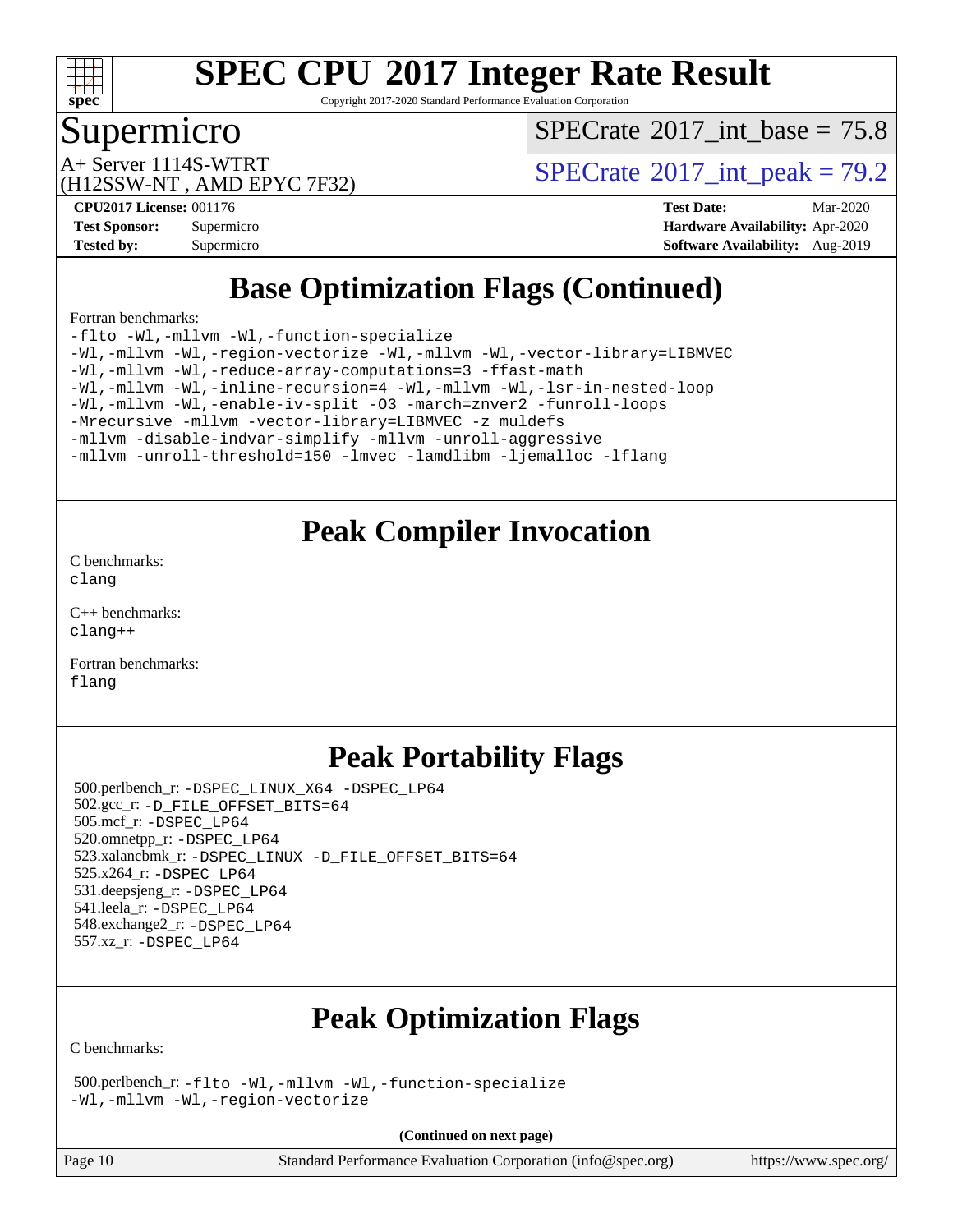# SPEC CPU 2017 Integer Rate Result

Copyright 2017-2020 Standard Performance Evaluation Corporation

## Supermicro

A+ Server 1114S-WTRT
(H12SSW-NT , AMD EPYC 7F32)

SPECrate 2017_int_base = 75.8

SPECrate 2017_int_peak = 79.2

**CPU2017 License:** 001176
**Test Sponsor:** Supermicro
**Tested by:** Supermicro

**Test Date:** Mar-2020
**Hardware Availability:** Apr-2020
**Software Availability:** Aug-2019

## Base Optimization Flags (Continued)

Fortran benchmarks:

```
-flto -Wl,-mllvm -Wl,-function-specialize
-Wl,-mllvm -Wl,-region-vectorize -Wl,-mllvm -Wl,-vector-library=LIBMVEC
-Wl,-mllvm -Wl,-reduce-array-computations=3 -ffast-math
-Wl,-mllvm -Wl,-inline-recursion=4 -Wl,-mllvm -Wl,-lsr-in-nested-loop
-Wl,-mllvm -Wl,-enable-iv-split -O3 -march=znver2 -funroll-loops
-Mrecursive -mllvm -vector-library=LIBMVEC -z muldefs
-mllvm -disable-indvar-simplify -mllvm -unroll-aggressive
-mllvm -unroll-threshold=150 -lmvec -lamdlibm -ljemalloc -lflang
```

## Peak Compiler Invocation

C benchmarks:
clang

C++ benchmarks:
clang++

Fortran benchmarks:
flang

## Peak Portability Flags

500.perlbench_r: -DSPEC_LINUX_X64 -DSPEC_LP64
502.gcc_r: -D_FILE_OFFSET_BITS=64
505.mcf_r: -DSPEC_LP64
520.omnetpp_r: -DSPEC_LP64
523.xalancbmk_r: -DSPEC_LINUX -D_FILE_OFFSET_BITS=64
525.x264_r: -DSPEC_LP64
531.deepsjeng_r: -DSPEC_LP64
541.leela_r: -DSPEC_LP64
548.exchange2_r: -DSPEC_LP64
557.xz_r: -DSPEC_LP64

## Peak Optimization Flags

C benchmarks:

500.perlbench_r: -flto -Wl,-mllvm -Wl,-function-specialize
-Wl,-mllvm -Wl,-region-vectorize

**(Continued on next page)**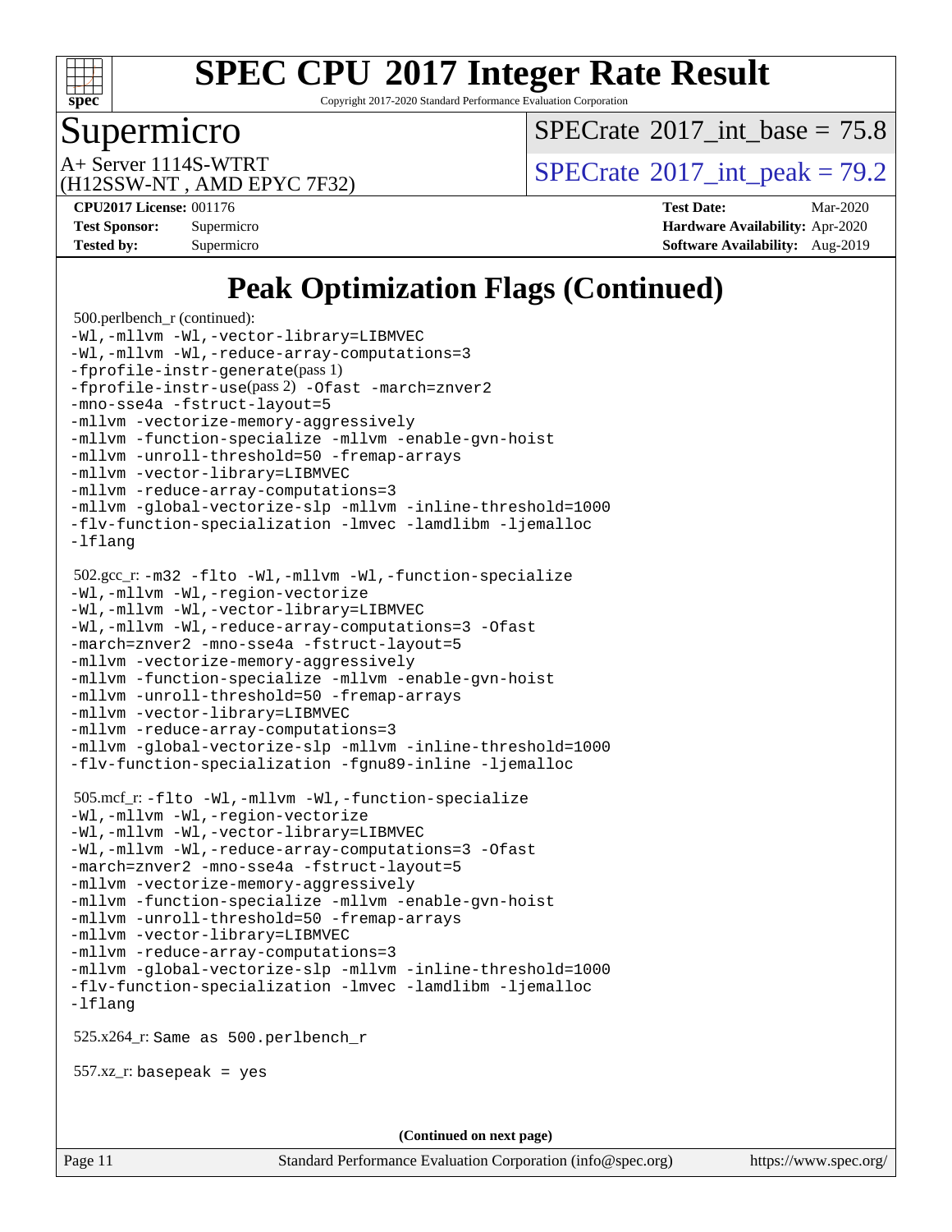# SPEC CPU 2017 Integer Rate Result

Copyright 2017-2020 Standard Performance Evaluation Corporation

## Supermicro

A+ Server 1114S-WTRT
(H12SSW-NT , AMD EPYC 7F32)

SPECrate 2017_int_base = 75.8

SPECrate 2017_int_peak = 79.2

**CPU2017 License:** 001176
**Test Sponsor:** Supermicro
**Tested by:** Supermicro

**Test Date:** Mar-2020
**Hardware Availability:** Apr-2020
**Software Availability:** Aug-2019

# Peak Optimization Flags (Continued)

500.perlbench_r (continued):
```
-Wl,-mllvm -Wl,-vector-library=LIBMVEC
-Wl,-mllvm -Wl,-reduce-array-computations=3
-fprofile-instr-generate(pass 1)
-fprofile-instr-use(pass 2) -Ofast -march=znver2
-mno-sse4a -fstruct-layout=5
-mllvm -vectorize-memory-aggressively
-mllvm -function-specialize -mllvm -enable-gvn-hoist
-mllvm -unroll-threshold=50 -fremap-arrays
-mllvm -vector-library=LIBMVEC
-mllvm -reduce-array-computations=3
-mllvm -global-vectorize-slp -mllvm -inline-threshold=1000
-flv-function-specialization -lmvec -lamdlibm -ljemalloc
-lflang
```

502.gcc_r:
```
-m32 -flto -Wl,-mllvm -Wl,-function-specialize
-Wl,-mllvm -Wl,-region-vectorize
-Wl,-mllvm -Wl,-vector-library=LIBMVEC
-Wl,-mllvm -Wl,-reduce-array-computations=3 -Ofast
-march=znver2 -mno-sse4a -fstruct-layout=5
-mllvm -vectorize-memory-aggressively
-mllvm -function-specialize -mllvm -enable-gvn-hoist
-mllvm -unroll-threshold=50 -fremap-arrays
-mllvm -vector-library=LIBMVEC
-mllvm -reduce-array-computations=3
-mllvm -global-vectorize-slp -mllvm -inline-threshold=1000
-flv-function-specialization -fgnu89-inline -ljemalloc
```

505.mcf_r:
```
-flto -Wl,-mllvm -Wl,-function-specialize
-Wl,-mllvm -Wl,-region-vectorize
-Wl,-mllvm -Wl,-vector-library=LIBMVEC
-Wl,-mllvm -Wl,-reduce-array-computations=3 -Ofast
-march=znver2 -mno-sse4a -fstruct-layout=5
-mllvm -vectorize-memory-aggressively
-mllvm -function-specialize -mllvm -enable-gvn-hoist
-mllvm -unroll-threshold=50 -fremap-arrays
-mllvm -vector-library=LIBMVEC
-mllvm -reduce-array-computations=3
-mllvm -global-vectorize-slp -mllvm -inline-threshold=1000
-flv-function-specialization -lmvec -lamdlibm -ljemalloc
-lflang
```

525.x264_r: `Same as 500.perlbench_r`

557.xz_r: `basepeak = yes`

**(Continued on next page)**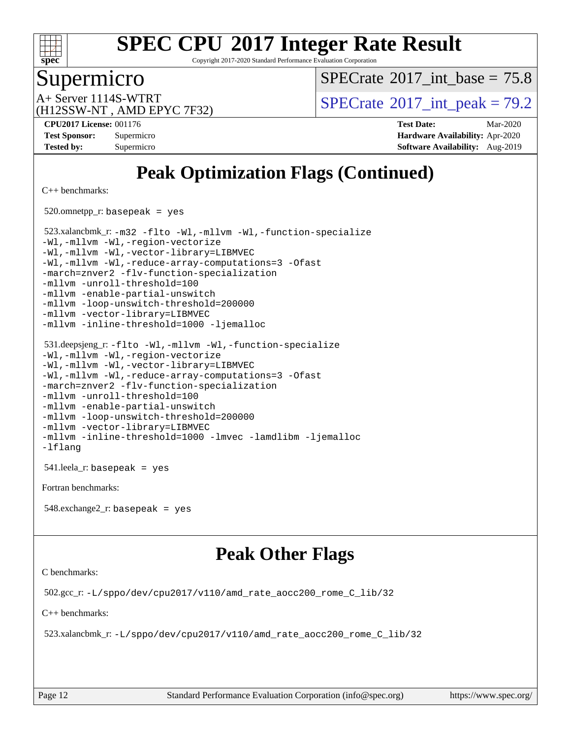# Peak Optimization Flags (Continued)

C++ benchmarks:

520.omnetpp_r: `basepeak = yes`

523.xalancbmk_r: `-m32 -flto -Wl,-mllvm -Wl,-function-specialize -Wl,-mllvm -Wl,-region-vectorize -Wl,-mllvm -Wl,-vector-library=LIBMVEC -Wl,-mllvm -Wl,-reduce-array-computations=3 -Ofast -march=znver2 -flv-function-specialization -mllvm -unroll-threshold=100 -mllvm -enable-partial-unswitch -mllvm -loop-unswitch-threshold=200000 -mllvm -vector-library=LIBMVEC -mllvm -inline-threshold=1000 -ljemalloc`

531.deepsjeng_r: `-flto -Wl,-mllvm -Wl,-function-specialize -Wl,-mllvm -Wl,-region-vectorize -Wl,-mllvm -Wl,-vector-library=LIBMVEC -Wl,-mllvm -Wl,-reduce-array-computations=3 -Ofast -march=znver2 -flv-function-specialization -mllvm -unroll-threshold=100 -mllvm -enable-partial-unswitch -mllvm -loop-unswitch-threshold=200000 -mllvm -vector-library=LIBMVEC -mllvm -inline-threshold=1000 -lmvec -lamdlibm -ljemalloc -lflang`

541.leela_r: `basepeak = yes`

Fortran benchmarks:

548.exchange2_r: `basepeak = yes`

# Peak Other Flags

C benchmarks:

502.gcc_r: `-L/sppo/dev/cpu2017/v110/amd_rate_aocc200_rome_C_lib/32`

C++ benchmarks:

523.xalancbmk_r: `-L/sppo/dev/cpu2017/v110/amd_rate_aocc200_rome_C_lib/32`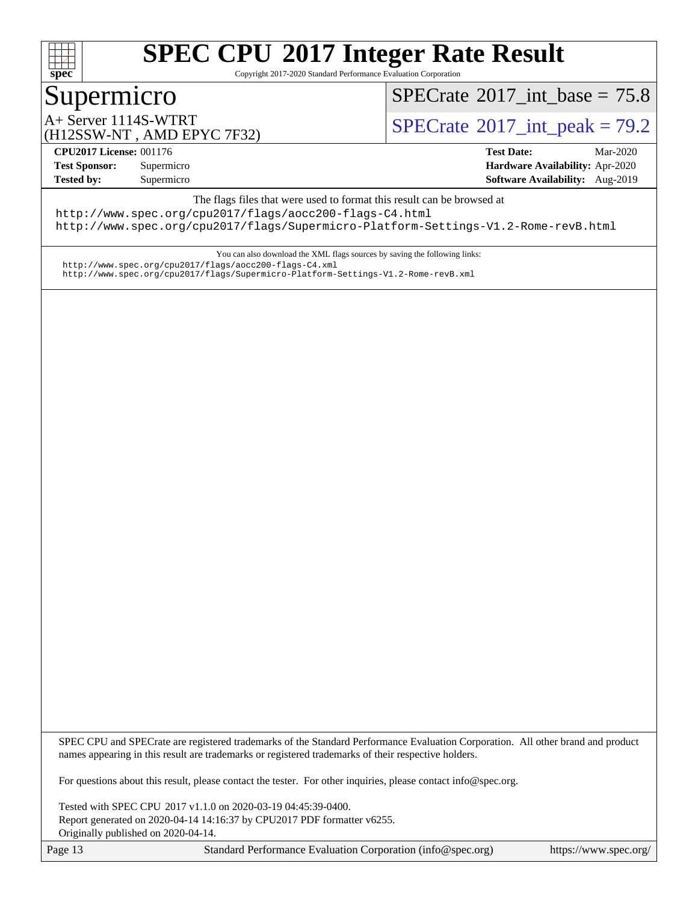# SPEC CPU 2017 Integer Rate Result

Copyright 2017-2020 Standard Performance Evaluation Corporation

## Supermicro

A+ Server 1114S-WTRT
(H12SSW-NT , AMD EPYC 7F32)

SPECrate 2017_int_base = 75.8

SPECrate 2017_int_peak = 79.2

**CPU2017 License:** 001176
**Test Sponsor:** Supermicro
**Tested by:** Supermicro

**Test Date:** Mar-2020
**Hardware Availability:** Apr-2020
**Software Availability:** Aug-2019

The flags files that were used to format this result can be browsed at

http://www.spec.org/cpu2017/flags/aocc200-flags-C4.html
http://www.spec.org/cpu2017/flags/Supermicro-Platform-Settings-V1.2-Rome-revB.html

You can also download the XML flags sources by saving the following links:

http://www.spec.org/cpu2017/flags/aocc200-flags-C4.xml
http://www.spec.org/cpu2017/flags/Supermicro-Platform-Settings-V1.2-Rome-revB.xml

SPEC CPU and SPECrate are registered trademarks of the Standard Performance Evaluation Corporation. All other brand and product names appearing in this result are trademarks or registered trademarks of their respective holders.

For questions about this result, please contact the tester. For other inquiries, please contact info@spec.org.

Tested with SPEC CPU 2017 v1.1.0 on 2020-03-19 04:45:39-0400.
Report generated on 2020-04-14 14:16:37 by CPU2017 PDF formatter v6255.
Originally published on 2020-04-14.